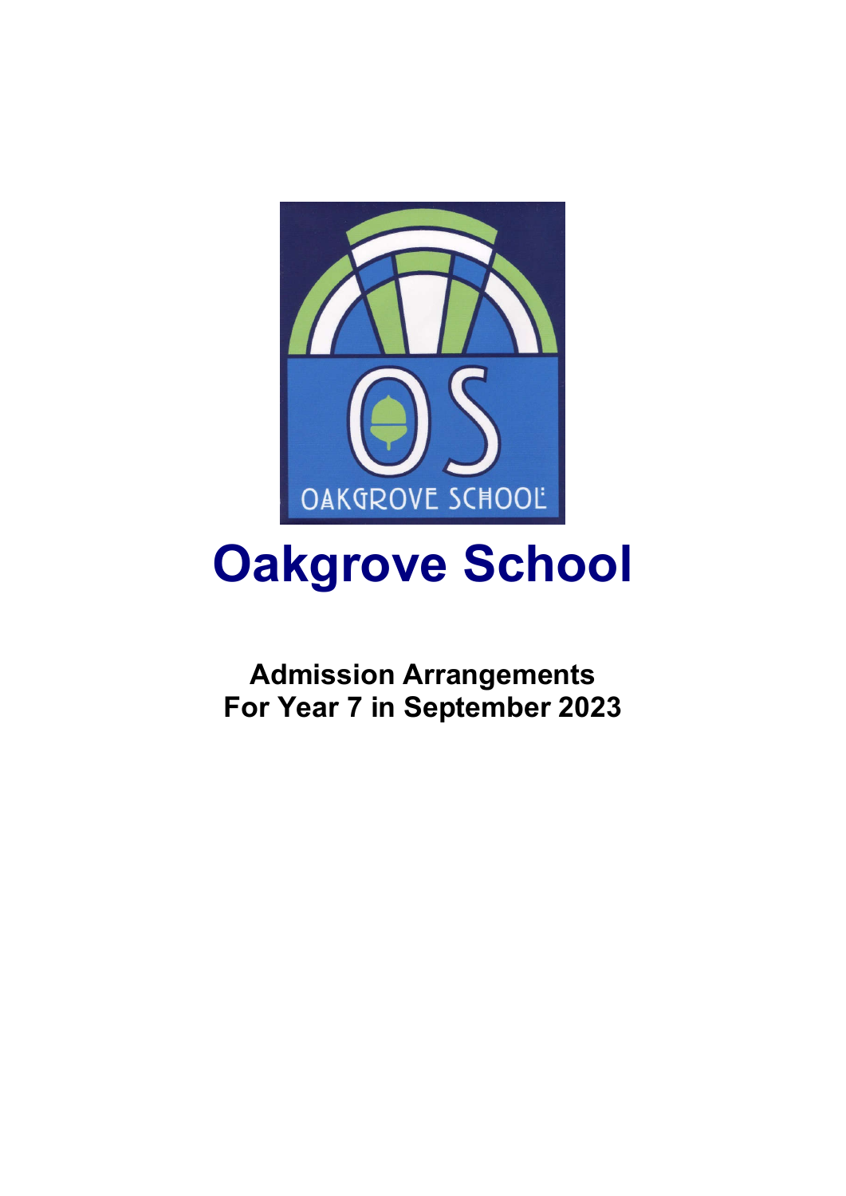# Oakgrove School

**Admission Arrangements**
**For Year 7 in September 2023**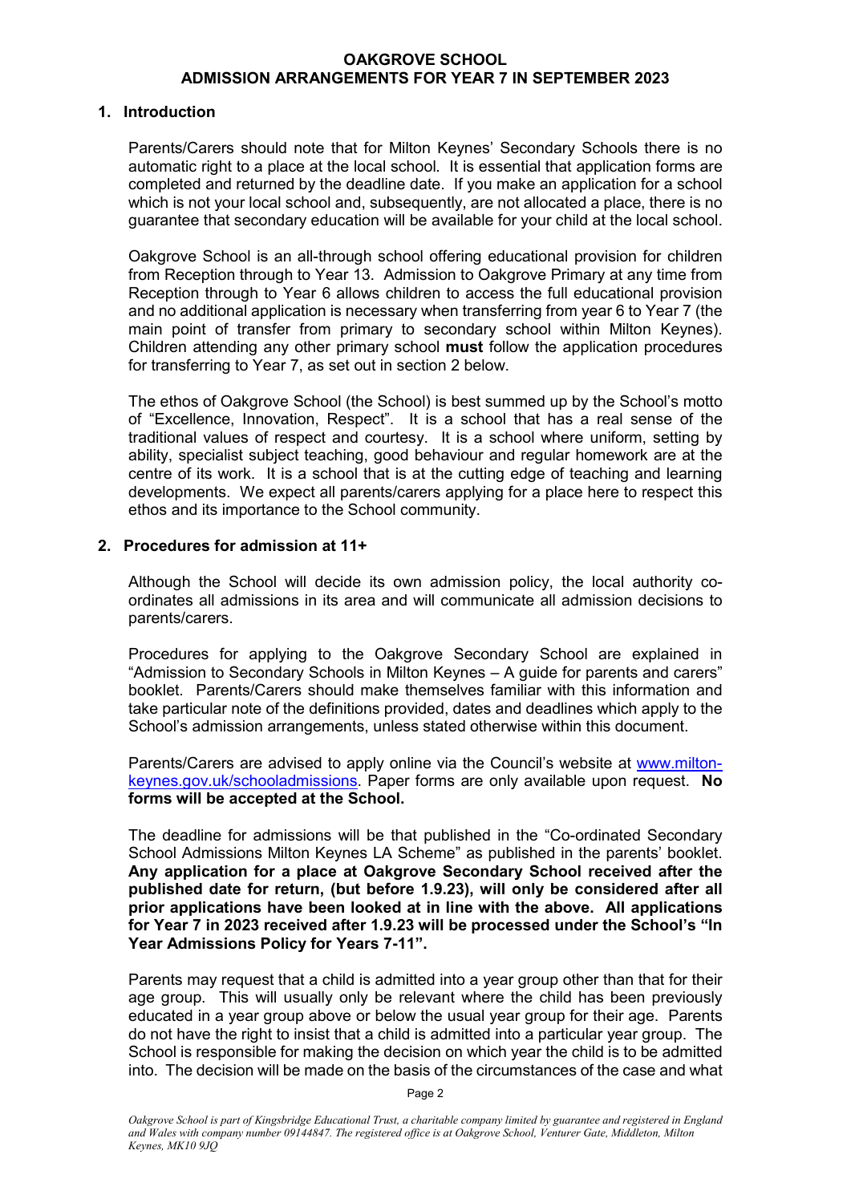## OAKGROVE SCHOOL
## ADMISSION ARRANGEMENTS FOR YEAR 7 IN SEPTEMBER 2023

### 1. Introduction

Parents/Carers should note that for Milton Keynes' Secondary Schools there is no automatic right to a place at the local school. It is essential that application forms are completed and returned by the deadline date. If you make an application for a school which is not your local school and, subsequently, are not allocated a place, there is no guarantee that secondary education will be available for your child at the local school.

Oakgrove School is an all-through school offering educational provision for children from Reception through to Year 13. Admission to Oakgrove Primary at any time from Reception through to Year 6 allows children to access the full educational provision and no additional application is necessary when transferring from year 6 to Year 7 (the main point of transfer from primary to secondary school within Milton Keynes). Children attending any other primary school **must** follow the application procedures for transferring to Year 7, as set out in section 2 below.

The ethos of Oakgrove School (the School) is best summed up by the School's motto of "Excellence, Innovation, Respect". It is a school that has a real sense of the traditional values of respect and courtesy. It is a school where uniform, setting by ability, specialist subject teaching, good behaviour and regular homework are at the centre of its work. It is a school that is at the cutting edge of teaching and learning developments. We expect all parents/carers applying for a place here to respect this ethos and its importance to the School community.

### 2. Procedures for admission at 11+

Although the School will decide its own admission policy, the local authority co-ordinates all admissions in its area and will communicate all admission decisions to parents/carers.

Procedures for applying to the Oakgrove Secondary School are explained in "Admission to Secondary Schools in Milton Keynes – A guide for parents and carers" booklet. Parents/Carers should make themselves familiar with this information and take particular note of the definitions provided, dates and deadlines which apply to the School's admission arrangements, unless stated otherwise within this document.

Parents/Carers are advised to apply online via the Council's website at [www.milton-keynes.gov.uk/schooladmissions](www.milton-keynes.gov.uk/schooladmissions). Paper forms are only available upon request. **No forms will be accepted at the School.**

The deadline for admissions will be that published in the "Co-ordinated Secondary School Admissions Milton Keynes LA Scheme" as published in the parents' booklet. **Any application for a place at Oakgrove Secondary School received after the published date for return, (but before 1.9.23), will only be considered after all prior applications have been looked at in line with the above. All applications for Year 7 in 2023 received after 1.9.23 will be processed under the School's "In Year Admissions Policy for Years 7-11".**

Parents may request that a child is admitted into a year group other than that for their age group. This will usually only be relevant where the child has been previously educated in a year group above or below the usual year group for their age. Parents do not have the right to insist that a child is admitted into a particular year group. The School is responsible for making the decision on which year the child is to be admitted into. The decision will be made on the basis of the circumstances of the case and what

*Oakgrove School is part of Kingsbridge Educational Trust, a charitable company limited by guarantee and registered in England and Wales with company number 09144847. The registered office is at Oakgrove School, Venturer Gate, Middleton, Milton Keynes, MK10 9JQ*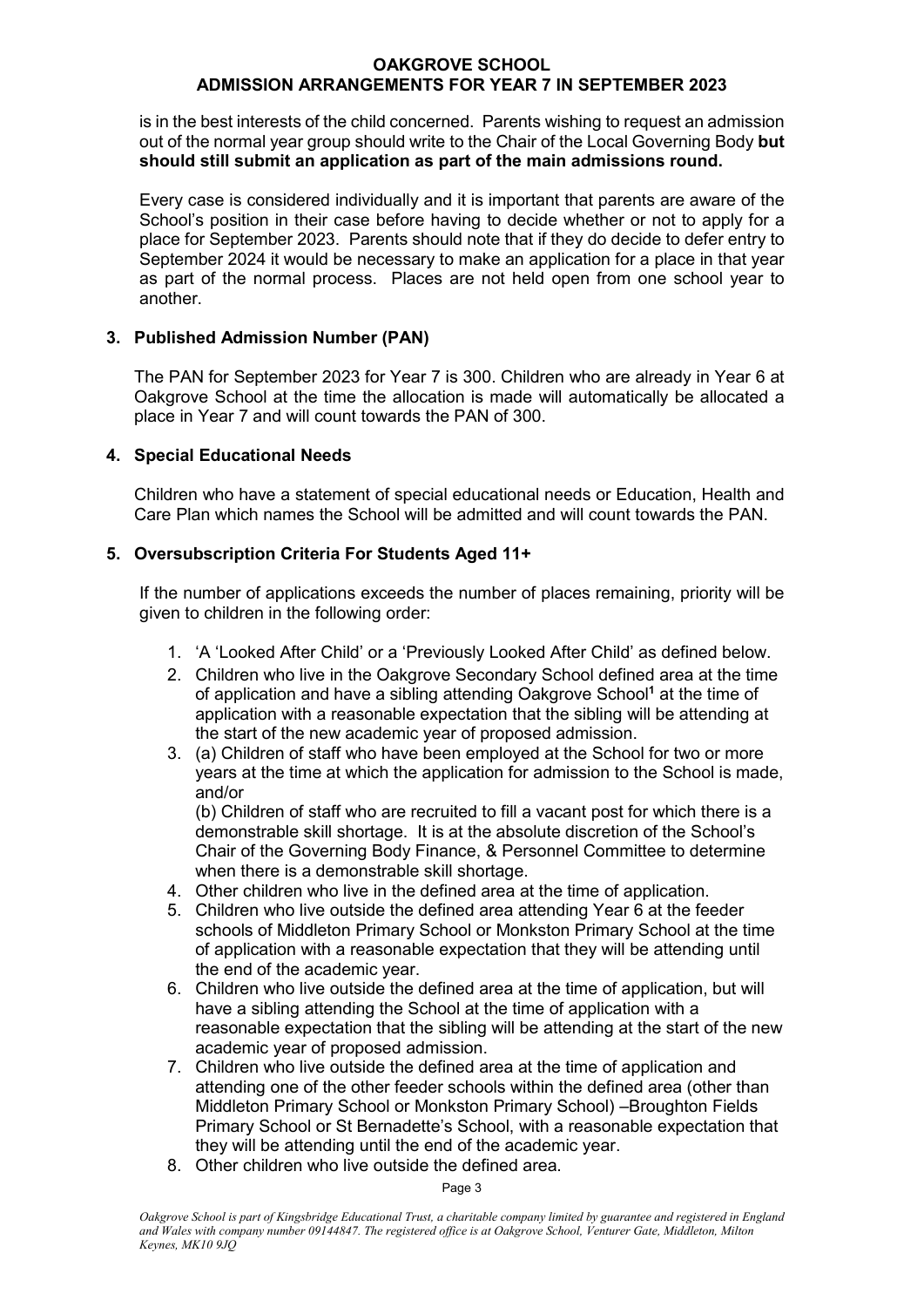is in the best interests of the child concerned. Parents wishing to request an admission out of the normal year group should write to the Chair of the Local Governing Body **but should still submit an application as part of the main admissions round.**

Every case is considered individually and it is important that parents are aware of the School's position in their case before having to decide whether or not to apply for a place for September 2023. Parents should note that if they do decide to defer entry to September 2024 it would be necessary to make an application for a place in that year as part of the normal process. Places are not held open from one school year to another.

## 3. Published Admission Number (PAN)

The PAN for September 2023 for Year 7 is 300. Children who are already in Year 6 at Oakgrove School at the time the allocation is made will automatically be allocated a place in Year 7 and will count towards the PAN of 300.

## 4. Special Educational Needs

Children who have a statement of special educational needs or Education, Health and Care Plan which names the School will be admitted and will count towards the PAN.

## 5. Oversubscription Criteria For Students Aged 11+

If the number of applications exceeds the number of places remaining, priority will be given to children in the following order:

1. 'A 'Looked After Child' or a 'Previously Looked After Child' as defined below.
2. Children who live in the Oakgrove Secondary School defined area at the time of application and have a sibling attending Oakgrove School[1] at the time of application with a reasonable expectation that the sibling will be attending at the start of the new academic year of proposed admission.
3. (a) Children of staff who have been employed at the School for two or more years at the time at which the application for admission to the School is made, and/or

   (b) Children of staff who are recruited to fill a vacant post for which there is a demonstrable skill shortage. It is at the absolute discretion of the School's Chair of the Governing Body Finance, & Personnel Committee to determine when there is a demonstrable skill shortage.
4. Other children who live in the defined area at the time of application.
5. Children who live outside the defined area attending Year 6 at the feeder schools of Middleton Primary School or Monkston Primary School at the time of application with a reasonable expectation that they will be attending until the end of the academic year.
6. Children who live outside the defined area at the time of application, but will have a sibling attending the School at the time of application with a reasonable expectation that the sibling will be attending at the start of the new academic year of proposed admission.
7. Children who live outside the defined area at the time of application and attending one of the other feeder schools within the defined area (other than Middleton Primary School or Monkston Primary School) –Broughton Fields Primary School or St Bernadette's School, with a reasonable expectation that they will be attending until the end of the academic year.
8. Other children who live outside the defined area.

*Oakgrove School is part of Kingsbridge Educational Trust, a charitable company limited by guarantee and registered in England and Wales with company number 09144847. The registered office is at Oakgrove School, Venturer Gate, Middleton, Milton Keynes, MK10 9JQ*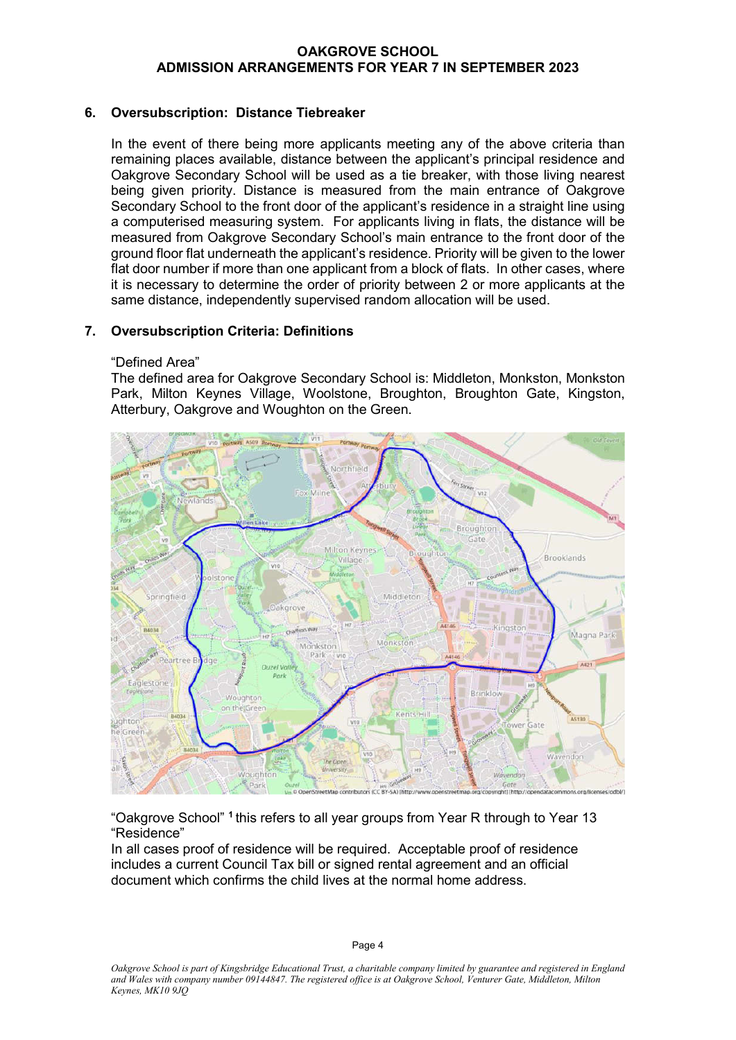# OAKGROVE SCHOOL
## ADMISSION ARRANGEMENTS FOR YEAR 7 IN SEPTEMBER 2023

### 6. Oversubscription: Distance Tiebreaker

In the event of there being more applicants meeting any of the above criteria than remaining places available, distance between the applicant's principal residence and Oakgrove Secondary School will be used as a tie breaker, with those living nearest being given priority. Distance is measured from the main entrance of Oakgrove Secondary School to the front door of the applicant's residence in a straight line using a computerised measuring system. For applicants living in flats, the distance will be measured from Oakgrove Secondary School's main entrance to the front door of the ground floor flat underneath the applicant's residence. Priority will be given to the lower flat door number if more than one applicant from a block of flats. In other cases, where it is necessary to determine the order of priority between 2 or more applicants at the same distance, independently supervised random allocation will be used.

### 7. Oversubscription Criteria: Definitions

"Defined Area"
The defined area for Oakgrove Secondary School is: Middleton, Monkston, Monkston Park, Milton Keynes Village, Woolstone, Broughton, Broughton Gate, Kingston, Atterbury, Oakgrove and Woughton on the Green.

"Oakgrove School" [1] this refers to all year groups from Year R through to Year 13

"Residence"
In all cases proof of residence will be required. Acceptable proof of residence includes a current Council Tax bill or signed rental agreement and an official document which confirms the child lives at the normal home address.

*Oakgrove School is part of Kingsbridge Educational Trust, a charitable company limited by guarantee and registered in England and Wales with company number 09144847. The registered office is at Oakgrove School, Venturer Gate, Middleton, Milton Keynes, MK10 9JQ*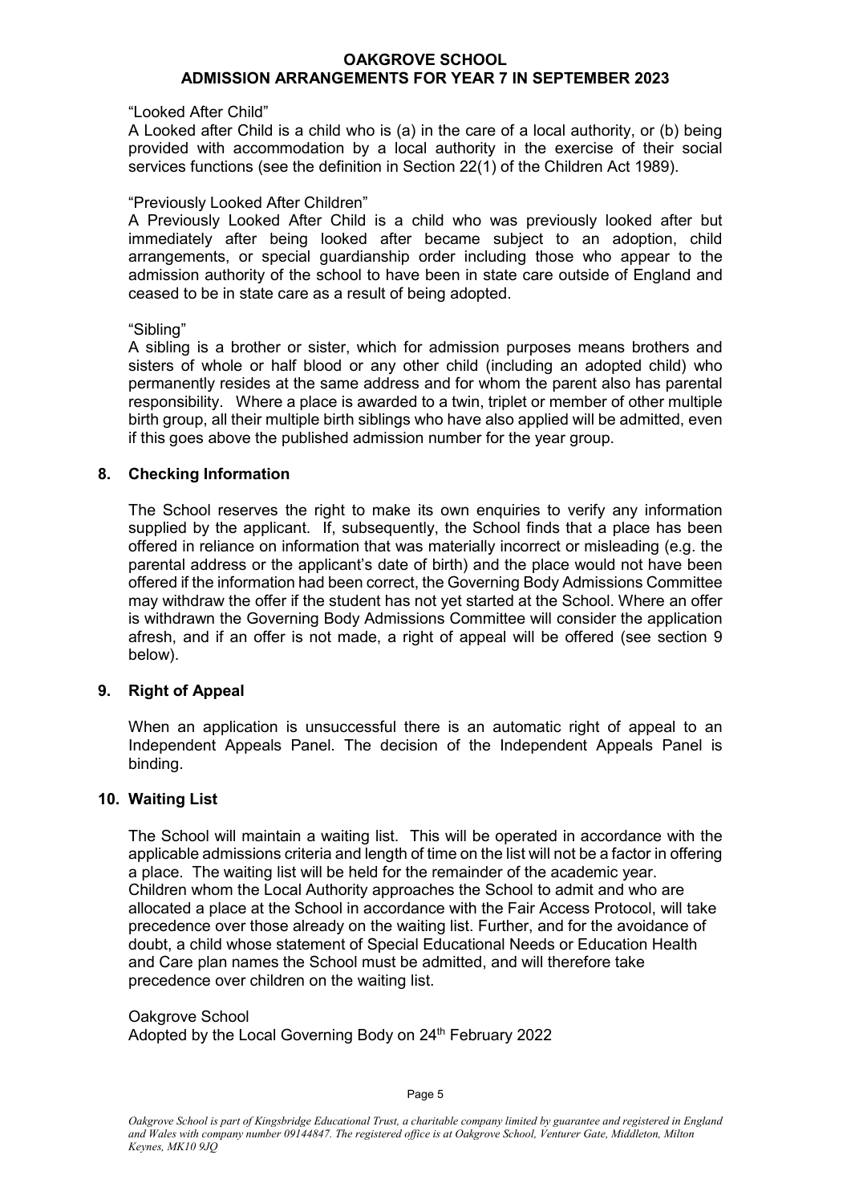"Looked After Child"

A Looked after Child is a child who is (a) in the care of a local authority, or (b) being provided with accommodation by a local authority in the exercise of their social services functions (see the definition in Section 22(1) of the Children Act 1989).

"Previously Looked After Children"

A Previously Looked After Child is a child who was previously looked after but immediately after being looked after became subject to an adoption, child arrangements, or special guardianship order including those who appear to the admission authority of the school to have been in state care outside of England and ceased to be in state care as a result of being adopted.

"Sibling"

A sibling is a brother or sister, which for admission purposes means brothers and sisters of whole or half blood or any other child (including an adopted child) who permanently resides at the same address and for whom the parent also has parental responsibility. Where a place is awarded to a twin, triplet or member of other multiple birth group, all their multiple birth siblings who have also applied will be admitted, even if this goes above the published admission number for the year group.

## 8. Checking Information

The School reserves the right to make its own enquiries to verify any information supplied by the applicant. If, subsequently, the School finds that a place has been offered in reliance on information that was materially incorrect or misleading (e.g. the parental address or the applicant's date of birth) and the place would not have been offered if the information had been correct, the Governing Body Admissions Committee may withdraw the offer if the student has not yet started at the School. Where an offer is withdrawn the Governing Body Admissions Committee will consider the application afresh, and if an offer is not made, a right of appeal will be offered (see section 9 below).

## 9. Right of Appeal

When an application is unsuccessful there is an automatic right of appeal to an Independent Appeals Panel. The decision of the Independent Appeals Panel is binding.

## 10. Waiting List

The School will maintain a waiting list. This will be operated in accordance with the applicable admissions criteria and length of time on the list will not be a factor in offering a place. The waiting list will be held for the remainder of the academic year. Children whom the Local Authority approaches the School to admit and who are allocated a place at the School in accordance with the Fair Access Protocol, will take precedence over those already on the waiting list. Further, and for the avoidance of doubt, a child whose statement of Special Educational Needs or Education Health and Care plan names the School must be admitted, and will therefore take precedence over children on the waiting list.

Oakgrove School

Adopted by the Local Governing Body on 24th February 2022